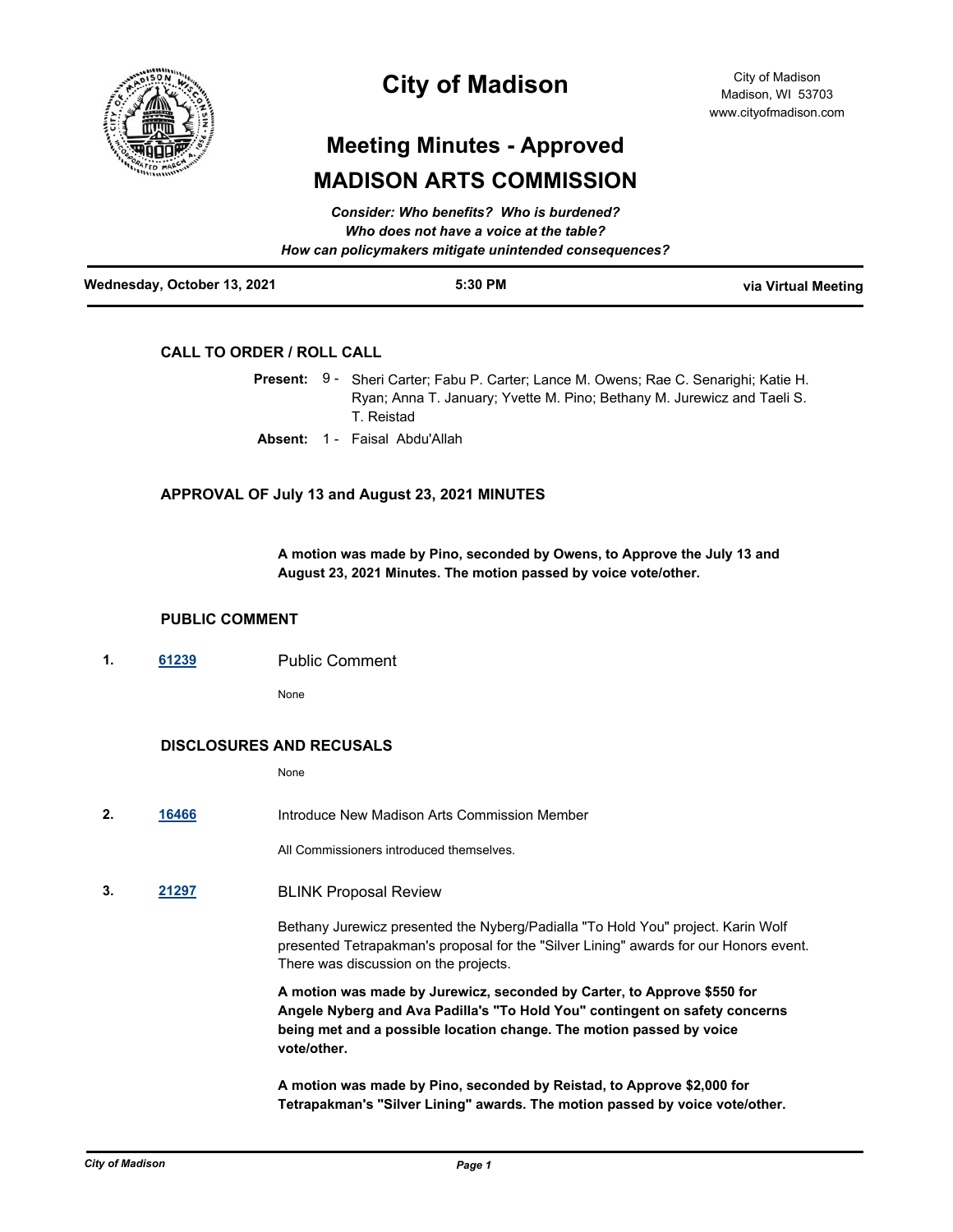# City of Madison

City of Madison
Madison, WI 53703
www.cityofmadison.com

## Meeting Minutes - Approved

## MADISON ARTS COMMISSION

***Consider: Who benefits? Who is burdened?***
***Who does not have a voice at the table?***
***How can policymakers mitigate unintended consequences?***

**Wednesday, October 13, 2021** | **5:30 PM** | **via Virtual Meeting**

### CALL TO ORDER / ROLL CALL

**Present:** 9 - Sheri Carter; Fabu P. Carter; Lance M. Owens; Rae C. Senarighi; Katie H. Ryan; Anna T. January; Yvette M. Pino; Bethany M. Jurewicz and Taeli S. T. Reistad

**Absent:** 1 - Faisal Abdu'Allah

### APPROVAL OF July 13 and August 23, 2021 MINUTES

**A motion was made by Pino, seconded by Owens, to Approve the July 13 and August 23, 2021 Minutes. The motion passed by voice vote/other.**

### PUBLIC COMMENT

**1.** [61239] Public Comment

None

### DISCLOSURES AND RECUSALS

None

**2.** [16466] Introduce New Madison Arts Commission Member

All Commissioners introduced themselves.

**3.** [21297] BLINK Proposal Review

Bethany Jurewicz presented the Nyberg/Padialla "To Hold You" project. Karin Wolf presented Tetrapakman's proposal for the "Silver Lining" awards for our Honors event. There was discussion on the projects.

**A motion was made by Jurewicz, seconded by Carter, to Approve $550 for Angele Nyberg and Ava Padilla's "To Hold You" contingent on safety concerns being met and a possible location change. The motion passed by voice vote/other.**

**A motion was made by Pino, seconded by Reistad, to Approve $2,000 for Tetrapakman's "Silver Lining" awards. The motion passed by voice vote/other.**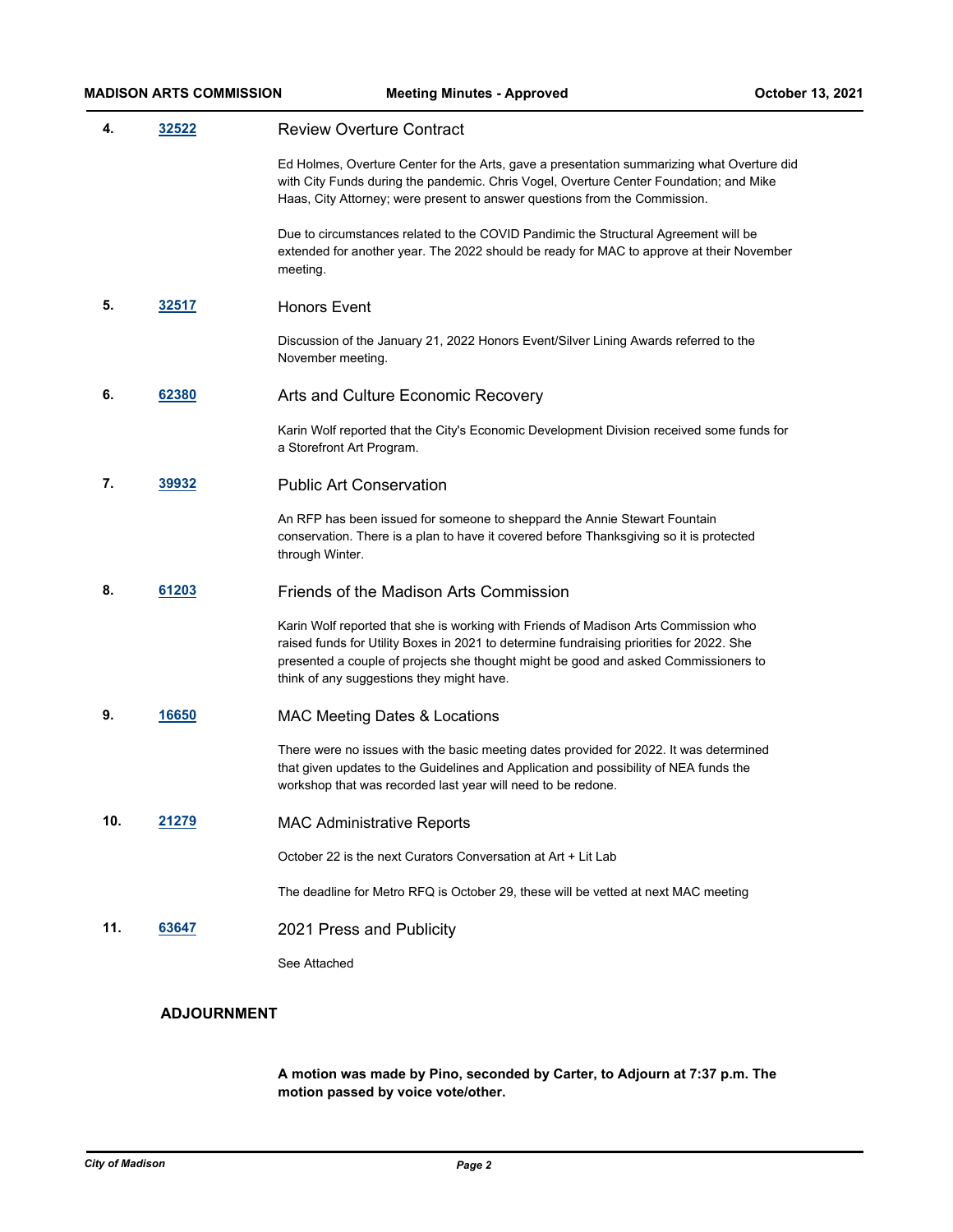**4.** **32522** Review Overture Contract

Ed Holmes, Overture Center for the Arts, gave a presentation summarizing what Overture did with City Funds during the pandemic. Chris Vogel, Overture Center Foundation; and Mike Haas, City Attorney; were present to answer questions from the Commission.

Due to circumstances related to the COVID Pandimic the Structural Agreement will be extended for another year. The 2022 should be ready for MAC to approve at their November meeting.

**5.** **32517** Honors Event

Discussion of the January 21, 2022 Honors Event/Silver Lining Awards referred to the November meeting.

**6.** **62380** Arts and Culture Economic Recovery

Karin Wolf reported that the City's Economic Development Division received some funds for a Storefront Art Program.

**7.** **39932** Public Art Conservation

An RFP has been issued for someone to sheppard the Annie Stewart Fountain conservation. There is a plan to have it covered before Thanksgiving so it is protected through Winter.

**8.** **61203** Friends of the Madison Arts Commission

Karin Wolf reported that she is working with Friends of Madison Arts Commission who raised funds for Utility Boxes in 2021 to determine fundraising priorities for 2022. She presented a couple of projects she thought might be good and asked Commissioners to think of any suggestions they might have.

**9.** **16650** MAC Meeting Dates & Locations

There were no issues with the basic meeting dates provided for 2022. It was determined that given updates to the Guidelines and Application and possibility of NEA funds the workshop that was recorded last year will need to be redone.

**10.** **21279** MAC Administrative Reports

October 22 is the next Curators Conversation at Art + Lit Lab

The deadline for Metro RFQ is October 29, these will be vetted at next MAC meeting

**11.** **63647** 2021 Press and Publicity

See Attached

## ADJOURNMENT

**A motion was made by Pino, seconded by Carter, to Adjourn at 7:37 p.m. The motion passed by voice vote/other.**